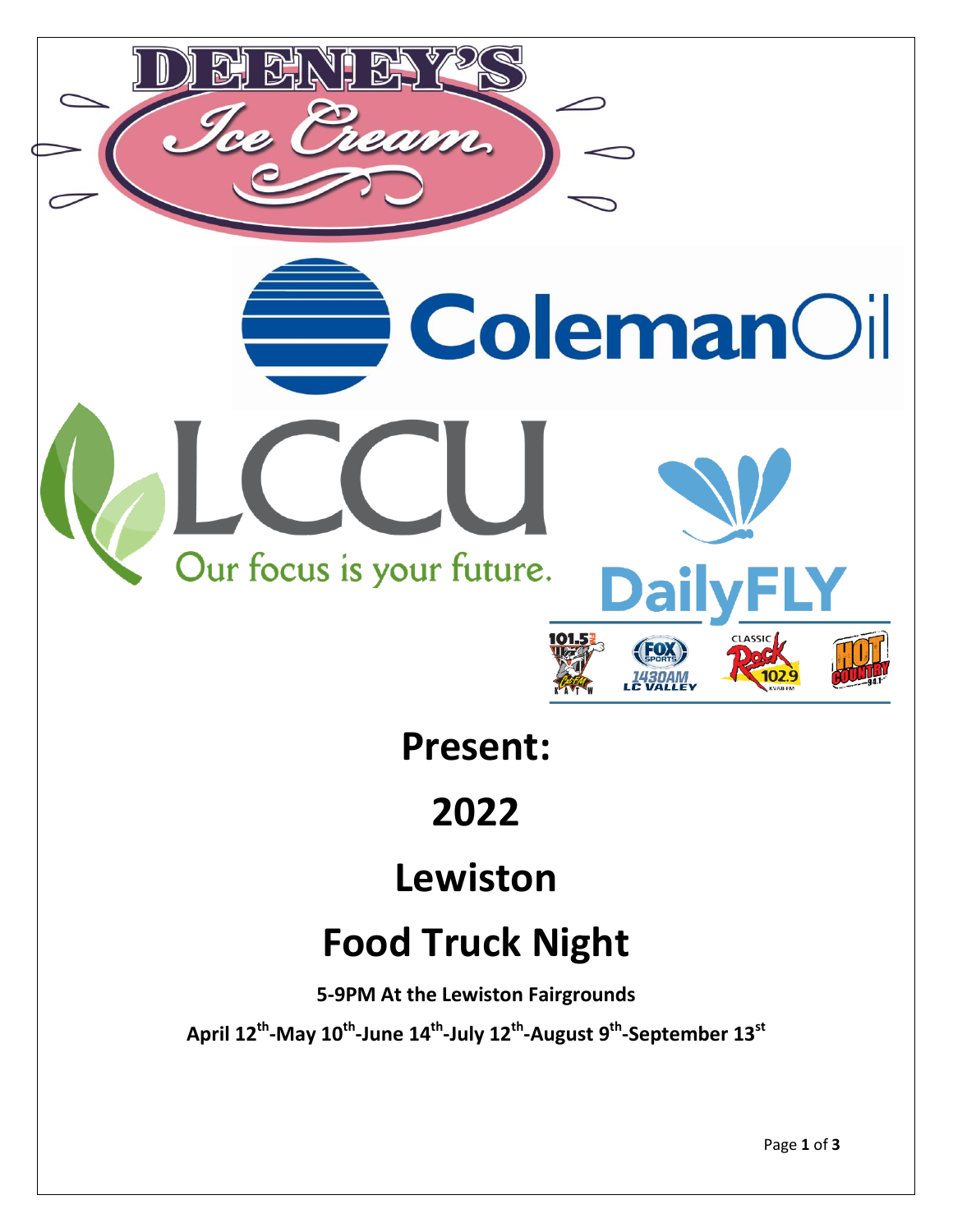DEENEY'S

Ice Cream

ColemanOil

LCCU

Our focus is your future.

DailyFLY

# Present:

# 2022

# Lewiston

# Food Truck Night

**5-9PM At the Lewiston Fairgrounds**

**April 12th-May 10th-June 14th-July 12th-August 9th-September 13st**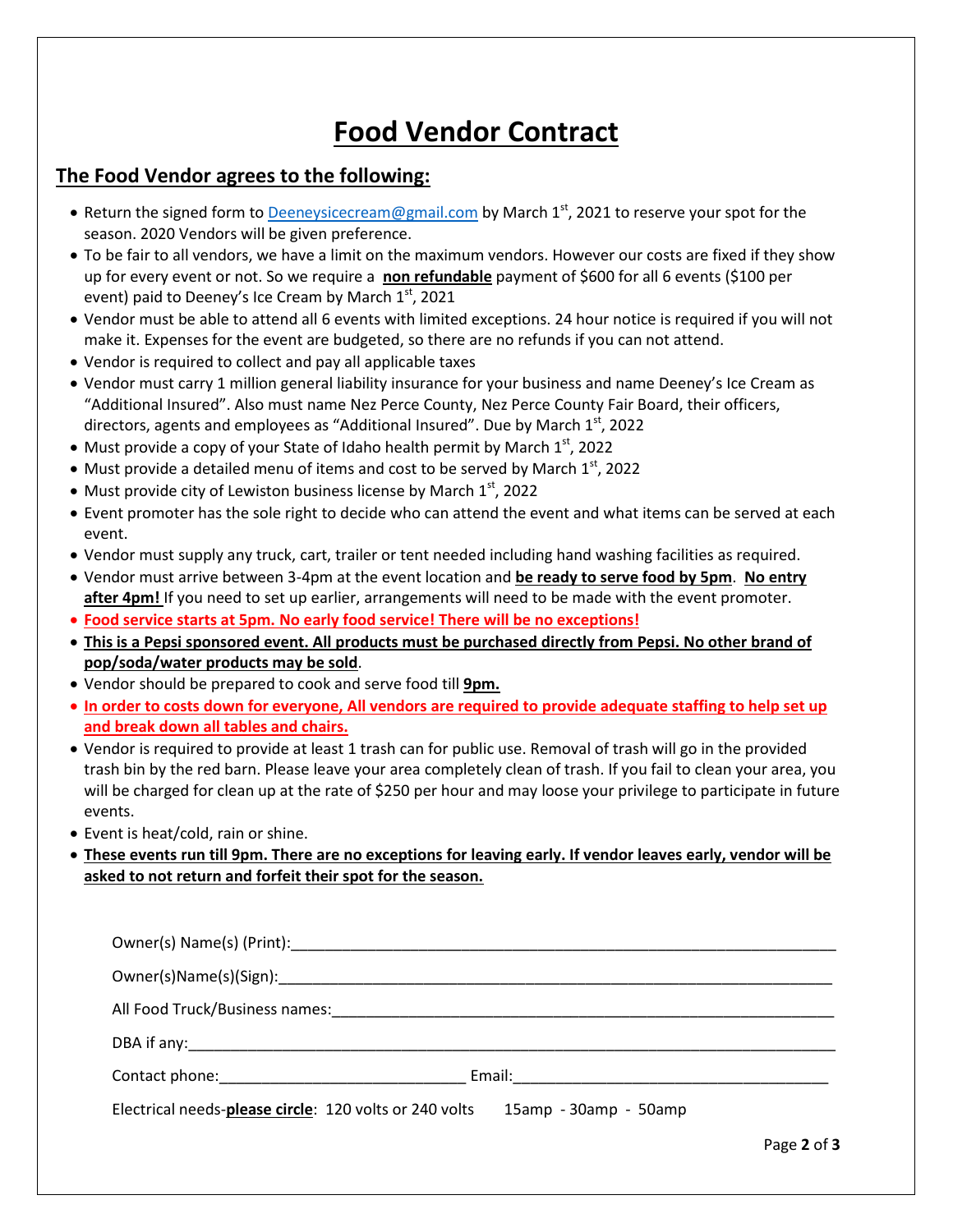# Food Vendor Contract

## The Food Vendor agrees to the following:

- Return the signed form to Deeneysicecream@gmail.com by March 1st, 2021 to reserve your spot for the season. 2020 Vendors will be given preference.
- To be fair to all vendors, we have a limit on the maximum vendors. However our costs are fixed if they show up for every event or not. So we require a **non refundable** payment of $600 for all 6 events ($100 per event) paid to Deeney's Ice Cream by March 1st, 2021
- Vendor must be able to attend all 6 events with limited exceptions. 24 hour notice is required if you will not make it. Expenses for the event are budgeted, so there are no refunds if you can not attend.
- Vendor is required to collect and pay all applicable taxes
- Vendor must carry 1 million general liability insurance for your business and name Deeney's Ice Cream as "Additional Insured". Also must name Nez Perce County, Nez Perce County Fair Board, their officers, directors, agents and employees as "Additional Insured". Due by March 1st, 2022
- Must provide a copy of your State of Idaho health permit by March 1st, 2022
- Must provide a detailed menu of items and cost to be served by March 1st, 2022
- Must provide city of Lewiston business license by March 1st, 2022
- Event promoter has the sole right to decide who can attend the event and what items can be served at each event.
- Vendor must supply any truck, cart, trailer or tent needed including hand washing facilities as required.
- Vendor must arrive between 3-4pm at the event location and **be ready to serve food by 5pm**. **No entry after 4pm!** If you need to set up earlier, arrangements will need to be made with the event promoter.
- **Food service starts at 5pm. No early food service! There will be no exceptions!**
- **This is a Pepsi sponsored event. All products must be purchased directly from Pepsi. No other brand of pop/soda/water products may be sold**.
- Vendor should be prepared to cook and serve food till **9pm.**
- **In order to costs down for everyone, All vendors are required to provide adequate staffing to help set up and break down all tables and chairs.**
- Vendor is required to provide at least 1 trash can for public use. Removal of trash will go in the provided trash bin by the red barn. Please leave your area completely clean of trash. If you fail to clean your area, you will be charged for clean up at the rate of $250 per hour and may loose your privilege to participate in future events.
- Event is heat/cold, rain or shine.
- **These events run till 9pm. There are no exceptions for leaving early. If vendor leaves early, vendor will be asked to not return and forfeit their spot for the season.**

Owner(s) Name(s) (Print):________________________________________________

Owner(s)Name(s)(Sign):________________________________________________

All Food Truck/Business names:________________________________________________

DBA if any:________________________________________________

Contact phone:____________________________ Email:____________________________

Electrical needs-**please circle**: 120 volts or 240 volts 15amp - 30amp - 50amp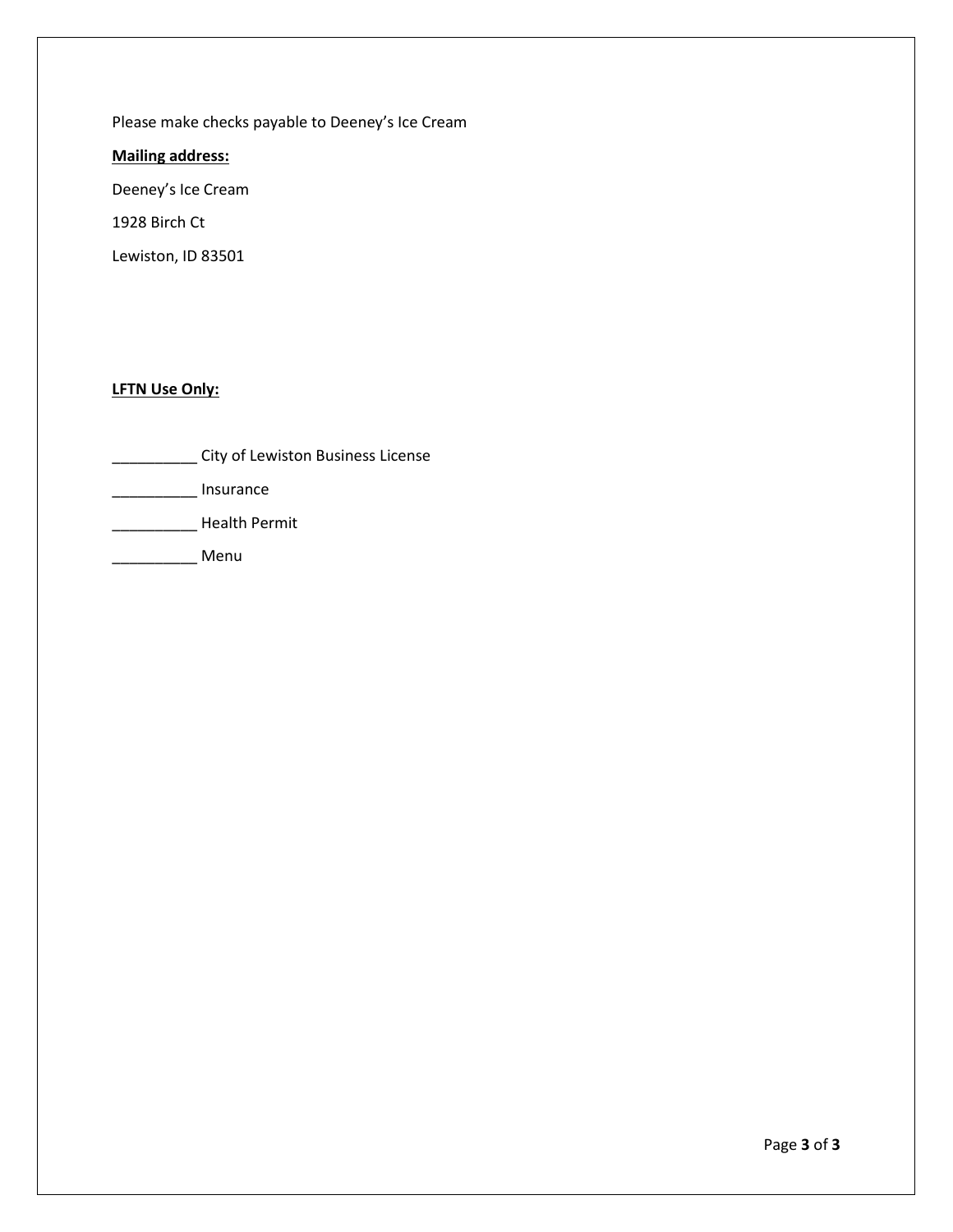Please make checks payable to Deeney's Ice Cream

**Mailing address:**

Deeney's Ice Cream

1928 Birch Ct

Lewiston, ID 83501

**LFTN Use Only:**

__________ City of Lewiston Business License

__________ Insurance

__________ Health Permit

__________ Menu